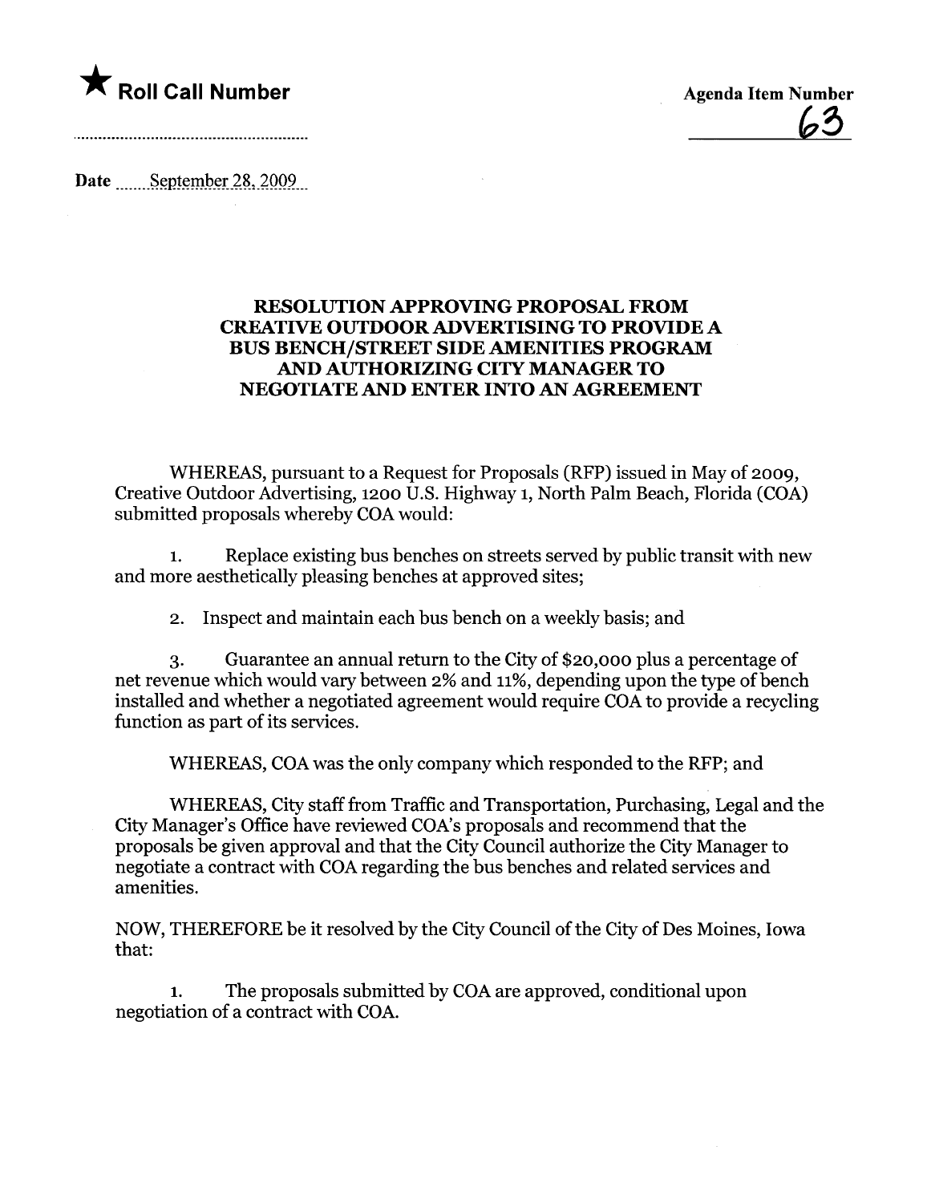★ **Roll Call Number**

**Agenda Item Number**
63

Date September 28, 2009

## RESOLUTION APPROVING PROPOSAL FROM CREATIVE OUTDOOR ADVERTISING TO PROVIDE A BUS BENCH/STREET SIDE AMENITIES PROGRAM AND AUTHORIZING CITY MANAGER TO NEGOTIATE AND ENTER INTO AN AGREEMENT

WHEREAS, pursuant to a Request for Proposals (RFP) issued in May of 2009, Creative Outdoor Advertising, 1200 U.S. Highway 1, North Palm Beach, Florida (COA) submitted proposals whereby COA would:

1. Replace existing bus benches on streets served by public transit with new and more aesthetically pleasing benches at approved sites;

2. Inspect and maintain each bus bench on a weekly basis; and

3. Guarantee an annual return to the City of $20,000 plus a percentage of net revenue which would vary between 2% and 11%, depending upon the type of bench installed and whether a negotiated agreement would require COA to provide a recycling function as part of its services.

WHEREAS, COA was the only company which responded to the RFP; and

WHEREAS, City staff from Traffic and Transportation, Purchasing, Legal and the City Manager's Office have reviewed COA's proposals and recommend that the proposals be given approval and that the City Council authorize the City Manager to negotiate a contract with COA regarding the bus benches and related services and amenities.

NOW, THEREFORE be it resolved by the City Council of the City of Des Moines, Iowa that:

1. The proposals submitted by COA are approved, conditional upon negotiation of a contract with COA.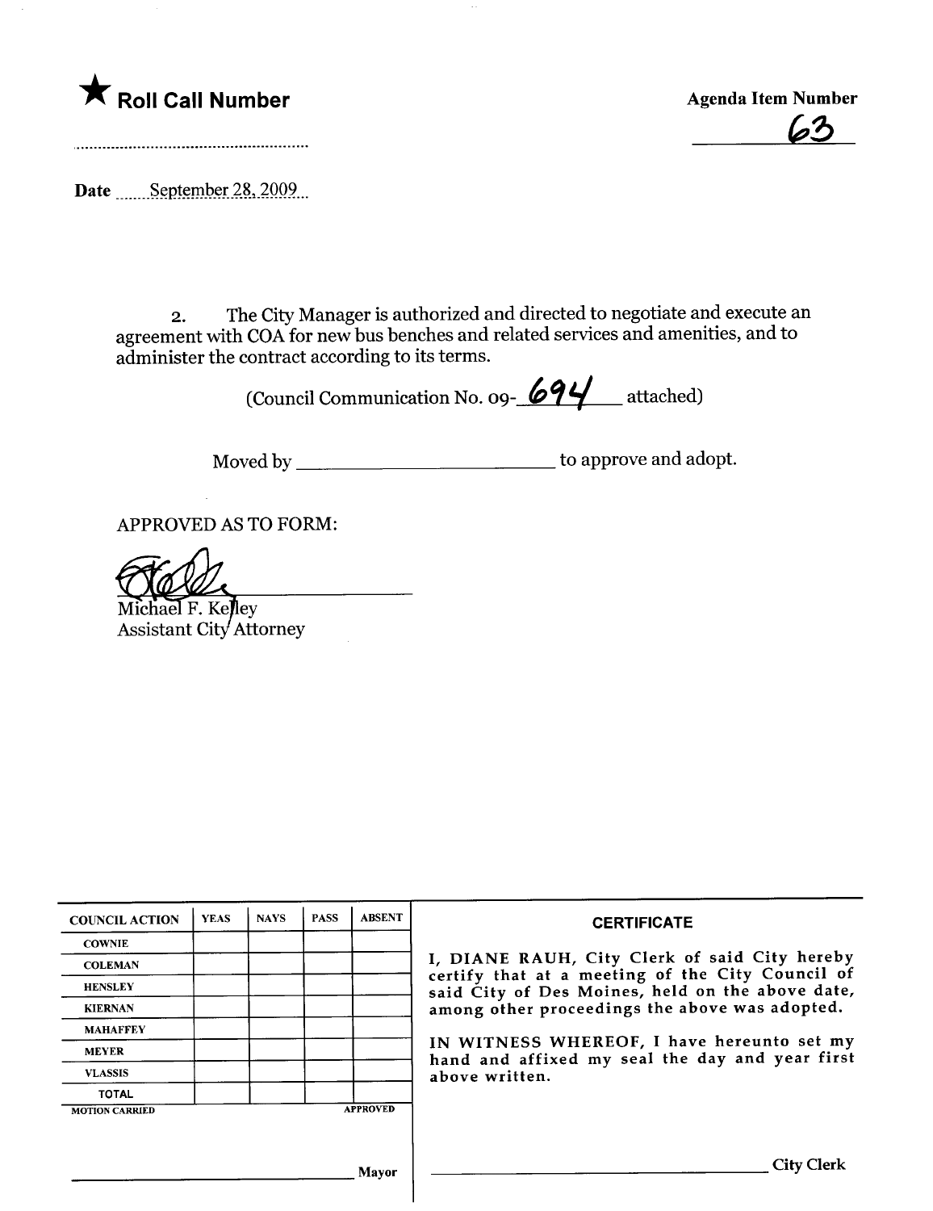★ **Roll Call Number**

**Agenda Item Number**

63

Date September 28, 2009

2. The City Manager is authorized and directed to negotiate and execute an agreement with COA for new bus benches and related services and amenities, and to administer the contract according to its terms.

(Council Communication No. 09-694 attached)

Moved by ________________________ to approve and adopt.

APPROVED AS TO FORM:

Michael F. Kelley
Assistant City Attorney

| COUNCIL ACTION | YEAS | NAYS | PASS | ABSENT |
|---|---|---|---|---|
| COWNIE | | | | |
| COLEMAN | | | | |
| HENSLEY | | | | |
| KIERNAN | | | | |
| MAHAFFEY | | | | |
| MEYER | | | | |
| VLASSIS | | | | |
| TOTAL | | | | |
| MOTION CARRIED | | | | APPROVED |

________________________ Mayor

**CERTIFICATE**

I, DIANE RAUH, City Clerk of said City hereby certify that at a meeting of the City Council of said City of Des Moines, held on the above date, among other proceedings the above was adopted.

IN WITNESS WHEREOF, I have hereunto set my hand and affixed my seal the day and year first above written.

________________________ City Clerk